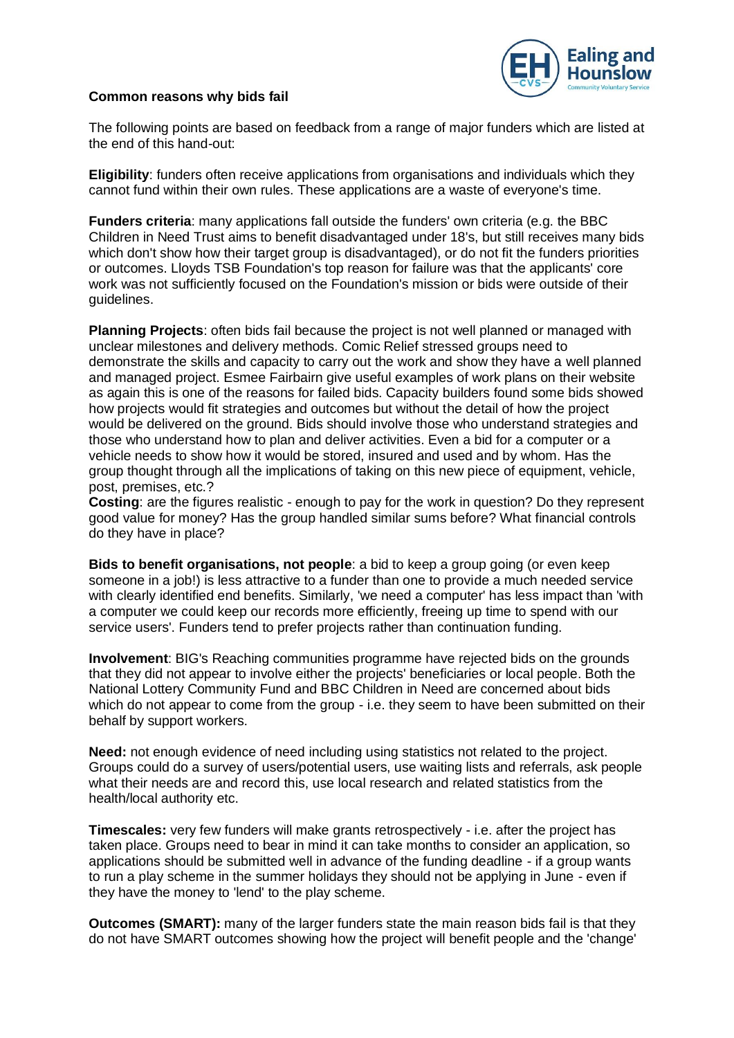**Common reasons why bids fail**

The following points are based on feedback from a range of major funders which are listed at the end of this hand-out:

**Eligibility**: funders often receive applications from organisations and individuals which they cannot fund within their own rules. These applications are a waste of everyone's time.

**Funders criteria**: many applications fall outside the funders' own criteria (e.g. the BBC Children in Need Trust aims to benefit disadvantaged under 18's, but still receives many bids which don't show how their target group is disadvantaged), or do not fit the funders priorities or outcomes. Lloyds TSB Foundation's top reason for failure was that the applicants' core work was not sufficiently focused on the Foundation's mission or bids were outside of their guidelines.

**Planning Projects**: often bids fail because the project is not well planned or managed with unclear milestones and delivery methods. Comic Relief stressed groups need to demonstrate the skills and capacity to carry out the work and show they have a well planned and managed project. Esmee Fairbairn give useful examples of work plans on their website as again this is one of the reasons for failed bids. Capacity builders found some bids showed how projects would fit strategies and outcomes but without the detail of how the project would be delivered on the ground. Bids should involve those who understand strategies and those who understand how to plan and deliver activities. Even a bid for a computer or a vehicle needs to show how it would be stored, insured and used and by whom. Has the group thought through all the implications of taking on this new piece of equipment, vehicle, post, premises, etc.?

**Costing**: are the figures realistic - enough to pay for the work in question? Do they represent good value for money? Has the group handled similar sums before? What financial controls do they have in place?

**Bids to benefit organisations, not people**: a bid to keep a group going (or even keep someone in a job!) is less attractive to a funder than one to provide a much needed service with clearly identified end benefits. Similarly, 'we need a computer' has less impact than 'with a computer we could keep our records more efficiently, freeing up time to spend with our service users'. Funders tend to prefer projects rather than continuation funding.

**Involvement**: BIG's Reaching communities programme have rejected bids on the grounds that they did not appear to involve either the projects' beneficiaries or local people. Both the National Lottery Community Fund and BBC Children in Need are concerned about bids which do not appear to come from the group - i.e. they seem to have been submitted on their behalf by support workers.

**Need:** not enough evidence of need including using statistics not related to the project. Groups could do a survey of users/potential users, use waiting lists and referrals, ask people what their needs are and record this, use local research and related statistics from the health/local authority etc.

**Timescales:** very few funders will make grants retrospectively - i.e. after the project has taken place. Groups need to bear in mind it can take months to consider an application, so applications should be submitted well in advance of the funding deadline - if a group wants to run a play scheme in the summer holidays they should not be applying in June - even if they have the money to 'lend' to the play scheme.

**Outcomes (SMART):** many of the larger funders state the main reason bids fail is that they do not have SMART outcomes showing how the project will benefit people and the 'change'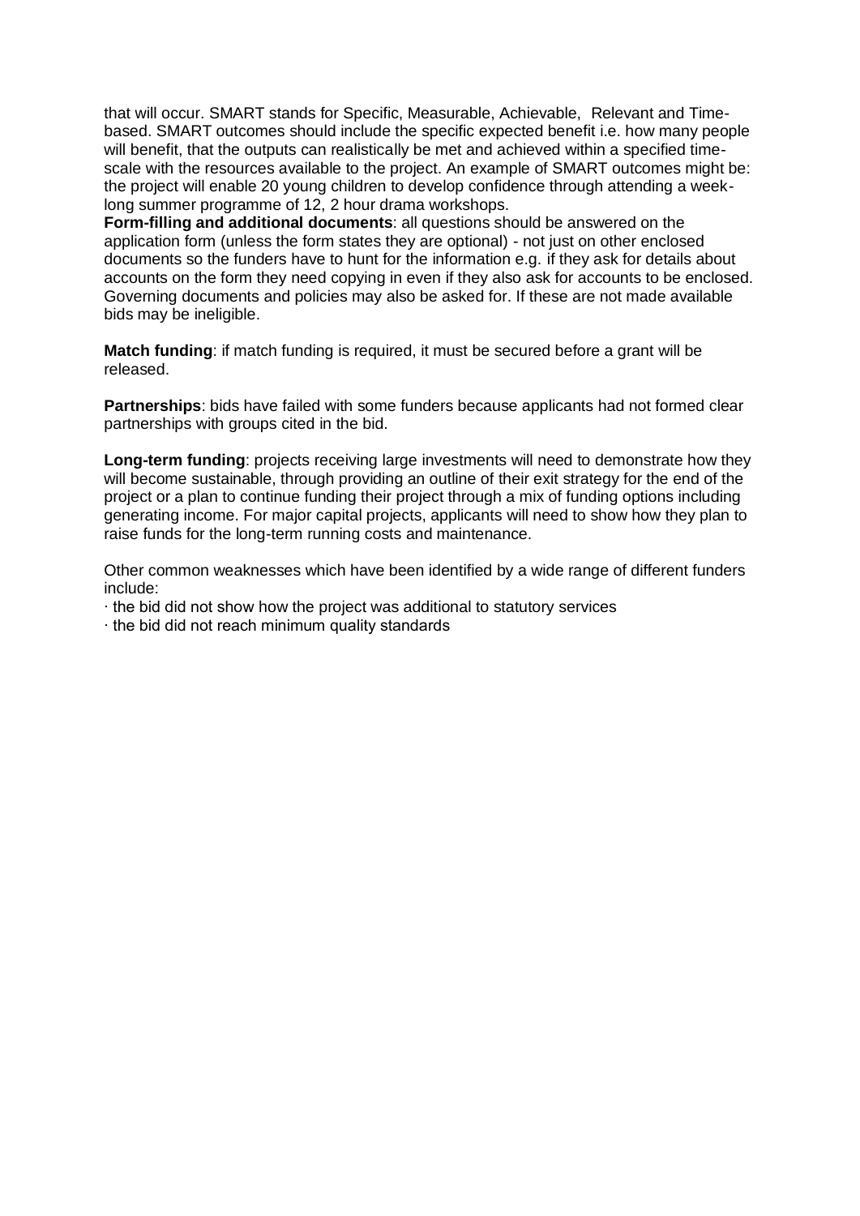that will occur. SMART stands for Specific, Measurable, Achievable, Relevant and Time-based. SMART outcomes should include the specific expected benefit i.e. how many people will benefit, that the outputs can realistically be met and achieved within a specified time-scale with the resources available to the project. An example of SMART outcomes might be: the project will enable 20 young children to develop confidence through attending a week-long summer programme of 12, 2 hour drama workshops.

**Form-filling and additional documents**: all questions should be answered on the application form (unless the form states they are optional) - not just on other enclosed documents so the funders have to hunt for the information e.g. if they ask for details about accounts on the form they need copying in even if they also ask for accounts to be enclosed. Governing documents and policies may also be asked for. If these are not made available bids may be ineligible.

**Match funding**: if match funding is required, it must be secured before a grant will be released.

**Partnerships**: bids have failed with some funders because applicants had not formed clear partnerships with groups cited in the bid.

**Long-term funding**: projects receiving large investments will need to demonstrate how they will become sustainable, through providing an outline of their exit strategy for the end of the project or a plan to continue funding their project through a mix of funding options including generating income. For major capital projects, applicants will need to show how they plan to raise funds for the long-term running costs and maintenance.

Other common weaknesses which have been identified by a wide range of different funders include:

- the bid did not show how the project was additional to statutory services
- the bid did not reach minimum quality standards